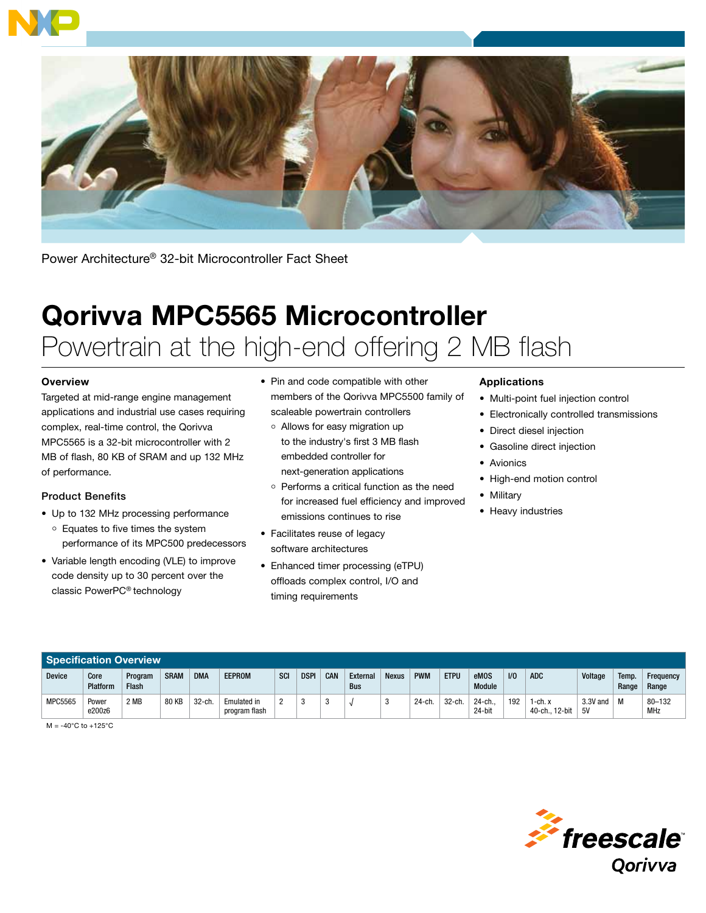Power Architecture® 32-bit Microcontroller Fact Sheet

# Qorivva MPC5565 Microcontroller

## Powertrain at the high-end offering 2 MB flash

### Overview

Targeted at mid-range engine management applications and industrial use cases requiring complex, real-time control, the Qorivva MPC5565 is a 32-bit microcontroller with 2 MB of flash, 80 KB of SRAM and up 132 MHz of performance.

### Product Benefits

- Up to 132 MHz processing performance
  - Equates to five times the system performance of its MPC500 predecessors
- Variable length encoding (VLE) to improve code density up to 30 percent over the classic PowerPC® technology
- Pin and code compatible with other members of the Qorivva MPC5500 family of scaleable powertrain controllers
  - Allows for easy migration up to the industry's first 3 MB flash embedded controller for next-generation applications
  - Performs a critical function as the need for increased fuel efficiency and improved emissions continues to rise
- Facilitates reuse of legacy software architectures
- Enhanced timer processing (eTPU) offloads complex control, I/O and timing requirements

### Applications

- Multi-point fuel injection control
- Electronically controlled transmissions
- Direct diesel injection
- Gasoline direct injection
- Avionics
- High-end motion control
- Military
- Heavy industries

### Specification Overview

| Device | Core Platform | Program Flash | SRAM | DMA | EEPROM | SCI | DSPI | CAN | External Bus | Nexus | PWM | ETPU | eMOS Module | I/O | ADC | Voltage | Temp. Range | Frequency Range |
|---|---|---|---|---|---|---|---|---|---|---|---|---|---|---|---|---|---|---|
| MPC5565 | Power e200z6 | 2 MB | 80 KB | 32-ch. | Emulated in program flash | 2 | 3 | 3 | √ | 3 | 24-ch. | 32-ch. | 24-ch., 24-bit | 192 | 1-ch. x 40-ch., 12-bit | 3.3V and 5V | M | 80–132 MHz |

M = -40°C to +125°C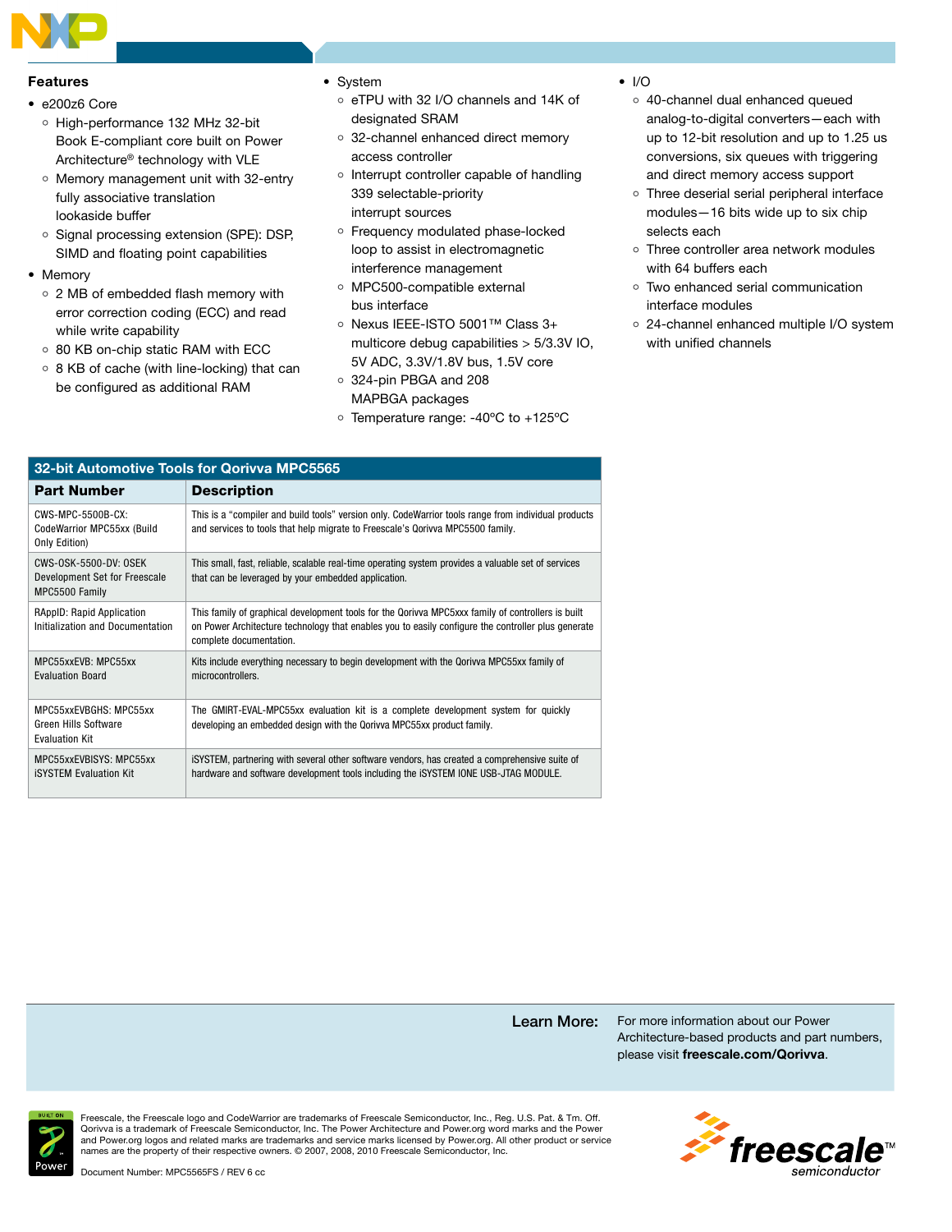## Features

- e200z6 Core
  - High-performance 132 MHz 32-bit Book E-compliant core built on Power Architecture® technology with VLE
  - Memory management unit with 32-entry fully associative translation lookaside buffer
  - Signal processing extension (SPE): DSP, SIMD and floating point capabilities
- Memory
  - 2 MB of embedded flash memory with error correction coding (ECC) and read while write capability
  - 80 KB on-chip static RAM with ECC
  - 8 KB of cache (with line-locking) that can be configured as additional RAM
- System
  - eTPU with 32 I/O channels and 14K of designated SRAM
  - 32-channel enhanced direct memory access controller
  - Interrupt controller capable of handling 339 selectable-priority interrupt sources
  - Frequency modulated phase-locked loop to assist in electromagnetic interference management
  - MPC500-compatible external bus interface
  - Nexus IEEE-ISTO 5001™ Class 3+ multicore debug capabilities > 5/3.3V IO, 5V ADC, 3.3V/1.8V bus, 1.5V core
  - 324-pin PBGA and 208 MAPBGA packages
  - Temperature range: -40ºC to +125ºC
- I/O
  - 40-channel dual enhanced queued analog-to-digital converters—each with up to 12-bit resolution and up to 1.25 us conversions, six queues with triggering and direct memory access support
  - Three deserial serial peripheral interface modules—16 bits wide up to six chip selects each
  - Three controller area network modules with 64 buffers each
  - Two enhanced serial communication interface modules
  - 24-channel enhanced multiple I/O system with unified channels

**32-bit Automotive Tools for Qorivva MPC5565**

| Part Number | Description |
|---|---|
| CWS-MPC-5500B-CX: CodeWarrior MPC55xx (Build Only Edition) | This is a "compiler and build tools" version only. CodeWarrior tools range from individual products and services to tools that help migrate to Freescale's Qorivva MPC5500 family. |
| CWS-OSK-5500-DV: OSEK Development Set for Freescale MPC5500 Family | This small, fast, reliable, scalable real-time operating system provides a valuable set of services that can be leveraged by your embedded application. |
| RAppID: Rapid Application Initialization and Documentation | This family of graphical development tools for the Qorivva MPC5xxx family of controllers is built on Power Architecture technology that enables you to easily configure the controller plus generate complete documentation. |
| MPC55xxEVB: MPC55xx Evaluation Board | Kits include everything necessary to begin development with the Qorivva MPC55xx family of microcontrollers. |
| MPC55xxEVBGHS: MPC55xx Green Hills Software Evaluation Kit | The GMIRT-EVAL-MPC55xx evaluation kit is a complete development system for quickly developing an embedded design with the Qorivva MPC55xx product family. |
| MPC55xxEVBISYS: MPC55xx iSYSTEM Evaluation Kit | iSYSTEM, partnering with several other software vendors, has created a comprehensive suite of hardware and software development tools including the iSYSTEM IONE USB-JTAG MODULE. |

**Learn More:** For more information about our Power Architecture-based products and part numbers, please visit **freescale.com/Qorivva**.

Freescale, the Freescale logo and CodeWarrior are trademarks of Freescale Semiconductor, Inc., Reg. U.S. Pat. & Tm. Off. Qorivva is a trademark of Freescale Semiconductor, Inc. The Power Architecture and Power.org word marks and the Power and Power.org logos and related marks are trademarks and service marks licensed by Power.org. All other product or service names are the property of their respective owners. © 2007, 2008, 2010 Freescale Semiconductor, Inc.

Document Number: MPC5565FS / REV 6 cc